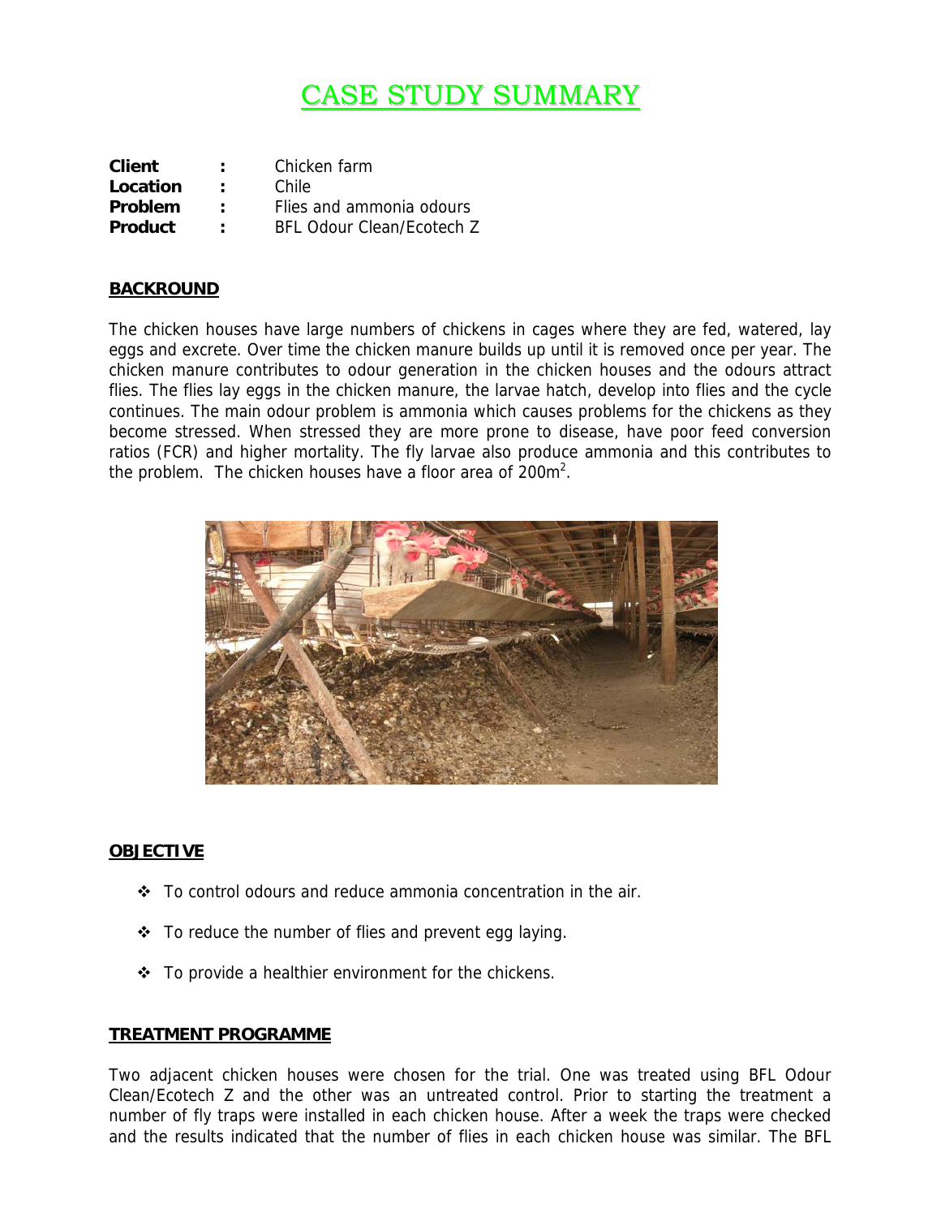# CASE STUDY SUMMARY

**Client** : Chicken farm
**Location** : Chile
**Problem** : Flies and ammonia odours
**Product** : BFL Odour Clean/Ecotech Z

## BACKROUND

The chicken houses have large numbers of chickens in cages where they are fed, watered, lay eggs and excrete. Over time the chicken manure builds up until it is removed once per year. The chicken manure contributes to odour generation in the chicken houses and the odours attract flies. The flies lay eggs in the chicken manure, the larvae hatch, develop into flies and the cycle continues. The main odour problem is ammonia which causes problems for the chickens as they become stressed. When stressed they are more prone to disease, have poor feed conversion ratios (FCR) and higher mortality. The fly larvae also produce ammonia and this contributes to the problem. The chicken houses have a floor area of 200m$^2$.

## OBJECTIVE

- To control odours and reduce ammonia concentration in the air.
- To reduce the number of flies and prevent egg laying.
- To provide a healthier environment for the chickens.

## TREATMENT PROGRAMME

Two adjacent chicken houses were chosen for the trial. One was treated using BFL Odour Clean/Ecotech Z and the other was an untreated control. Prior to starting the treatment a number of fly traps were installed in each chicken house. After a week the traps were checked and the results indicated that the number of flies in each chicken house was similar. The BFL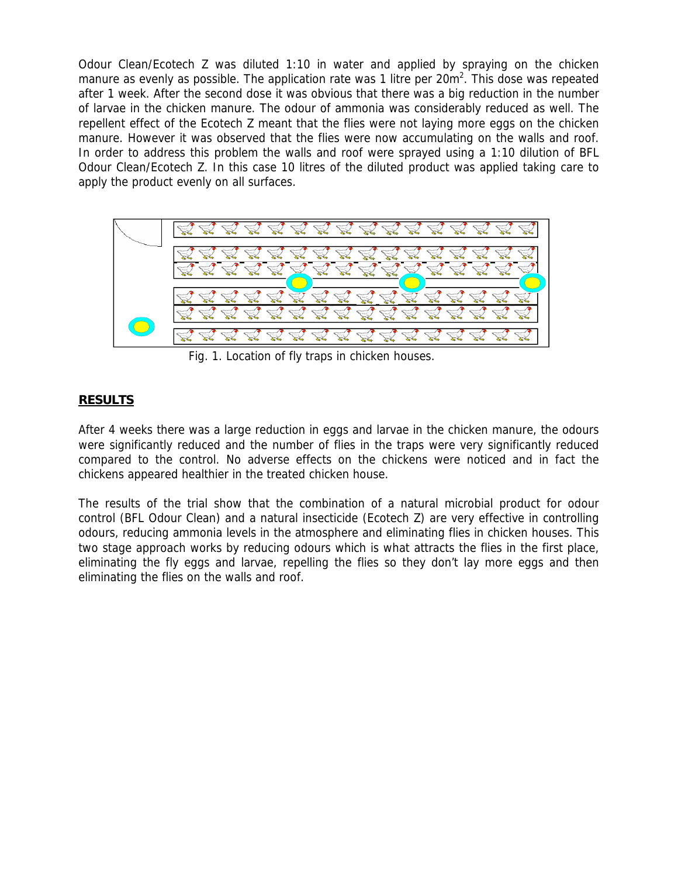Odour Clean/Ecotech Z was diluted 1:10 in water and applied by spraying on the chicken manure as evenly as possible. The application rate was 1 litre per $20m^2$. This dose was repeated after 1 week. After the second dose it was obvious that there was a big reduction in the number of larvae in the chicken manure. The odour of ammonia was considerably reduced as well. The repellent effect of the Ecotech Z meant that the flies were not laying more eggs on the chicken manure. However it was observed that the flies were now accumulating on the walls and roof. In order to address this problem the walls and roof were sprayed using a 1:10 dilution of BFL Odour Clean/Ecotech Z. In this case 10 litres of the diluted product was applied taking care to apply the product evenly on all surfaces.

Fig. 1. Location of fly traps in chicken houses.

## RESULTS

After 4 weeks there was a large reduction in eggs and larvae in the chicken manure, the odours were significantly reduced and the number of flies in the traps were very significantly reduced compared to the control. No adverse effects on the chickens were noticed and in fact the chickens appeared healthier in the treated chicken house.

The results of the trial show that the combination of a natural microbial product for odour control (BFL Odour Clean) and a natural insecticide (Ecotech Z) are very effective in controlling odours, reducing ammonia levels in the atmosphere and eliminating flies in chicken houses. This two stage approach works by reducing odours which is what attracts the flies in the first place, eliminating the fly eggs and larvae, repelling the flies so they don't lay more eggs and then eliminating the flies on the walls and roof.